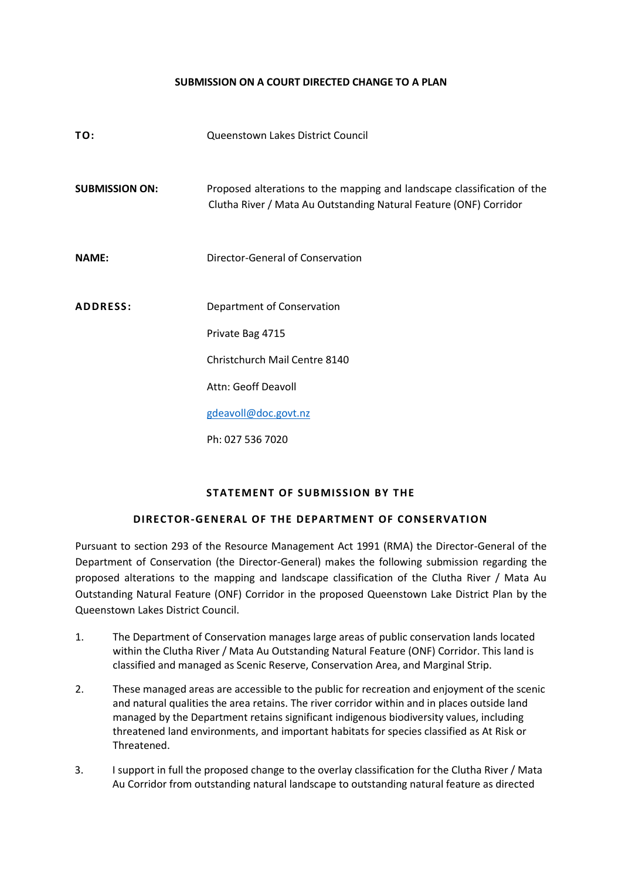**SUBMISSION ON A COURT DIRECTED CHANGE TO A PLAN**

| | |
|---|---|
| **TO:** | Queenstown Lakes District Council |
| **SUBMISSION ON:** | Proposed alterations to the mapping and landscape classification of the Clutha River / Mata Au Outstanding Natural Feature (ONF) Corridor |
| **NAME:** | Director-General of Conservation |
| **ADDRESS:** | Department of Conservation<br>Private Bag 4715<br>Christchurch Mail Centre 8140<br>Attn: Geoff Deavoll<br>gdeavoll@doc.govt.nz<br>Ph: 027 536 7020 |

**STATEMENT OF SUBMISSION BY THE**

**DIRECTOR-GENERAL OF THE DEPARTMENT OF CONSERVATION**

Pursuant to section 293 of the Resource Management Act 1991 (RMA) the Director-General of the Department of Conservation (the Director-General) makes the following submission regarding the proposed alterations to the mapping and landscape classification of the Clutha River / Mata Au Outstanding Natural Feature (ONF) Corridor in the proposed Queenstown Lake District Plan by the Queenstown Lakes District Council.

1. The Department of Conservation manages large areas of public conservation lands located within the Clutha River / Mata Au Outstanding Natural Feature (ONF) Corridor. This land is classified and managed as Scenic Reserve, Conservation Area, and Marginal Strip.

2. These managed areas are accessible to the public for recreation and enjoyment of the scenic and natural qualities the area retains. The river corridor within and in places outside land managed by the Department retains significant indigenous biodiversity values, including threatened land environments, and important habitats for species classified as At Risk or Threatened.

3. I support in full the proposed change to the overlay classification for the Clutha River / Mata Au Corridor from outstanding natural landscape to outstanding natural feature as directed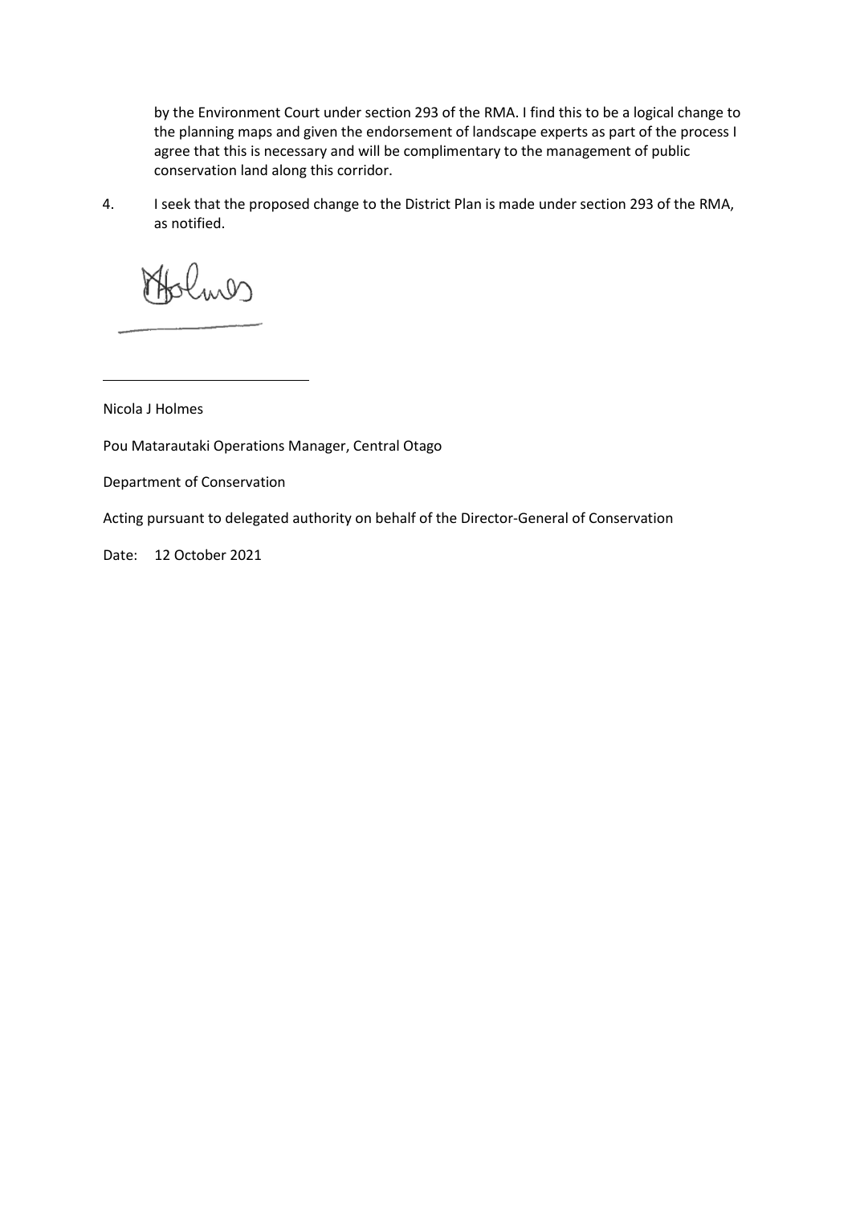by the Environment Court under section 293 of the RMA. I find this to be a logical change to the planning maps and given the endorsement of landscape experts as part of the process I agree that this is necessary and will be complimentary to the management of public conservation land along this corridor.

4. I seek that the proposed change to the District Plan is made under section 293 of the RMA, as notified.

Nicola J Holmes

Pou Matarautaki Operations Manager, Central Otago

Department of Conservation

Acting pursuant to delegated authority on behalf of the Director-General of Conservation

Date: 12 October 2021